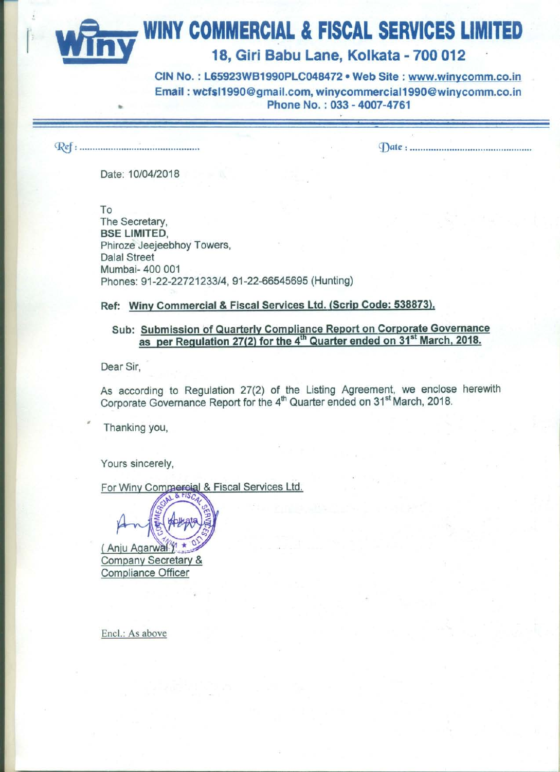# WINY COMMERCIAL & FISCAL SERVICES LIMITED

## 18, Giri Babu Lane, Kolkata - 700 012

**CIN No. : L65923WB1990PLC048472 • Web Site : www.winycomm.co.in**
**Email : wcfsl1990@gmail.com, winycommercial1990@winycomm.co.in**
**Phone No. : 033 - 4007-4761**

Ref : ............................................ Date : ............................................

Date: 10/04/2018

To
The Secretary,
**BSE LIMITED**,
Phiroze Jeejeebhoy Towers,
Dalal Street
Mumbai- 400 001
Phones: 91-22-22721233/4, 91-22-66545695 (Hunting)

**Ref: Winy Commercial & Fiscal Services Ltd. (Scrip Code: 538873).**

**Sub: Submission of Quarterly Compliance Report on Corporate Governance as per Regulation 27(2) for the 4th Quarter ended on 31st March, 2018.**

Dear Sir,

As according to Regulation 27(2) of the Listing Agreement, we enclose herewith Corporate Governance Report for the 4th Quarter ended on 31st March, 2018.

Thanking you,

Yours sincerely,

For Winy Commercial & Fiscal Services Ltd.

( Anju Agarwal )
Company Secretary &
Compliance Officer

Encl.: As above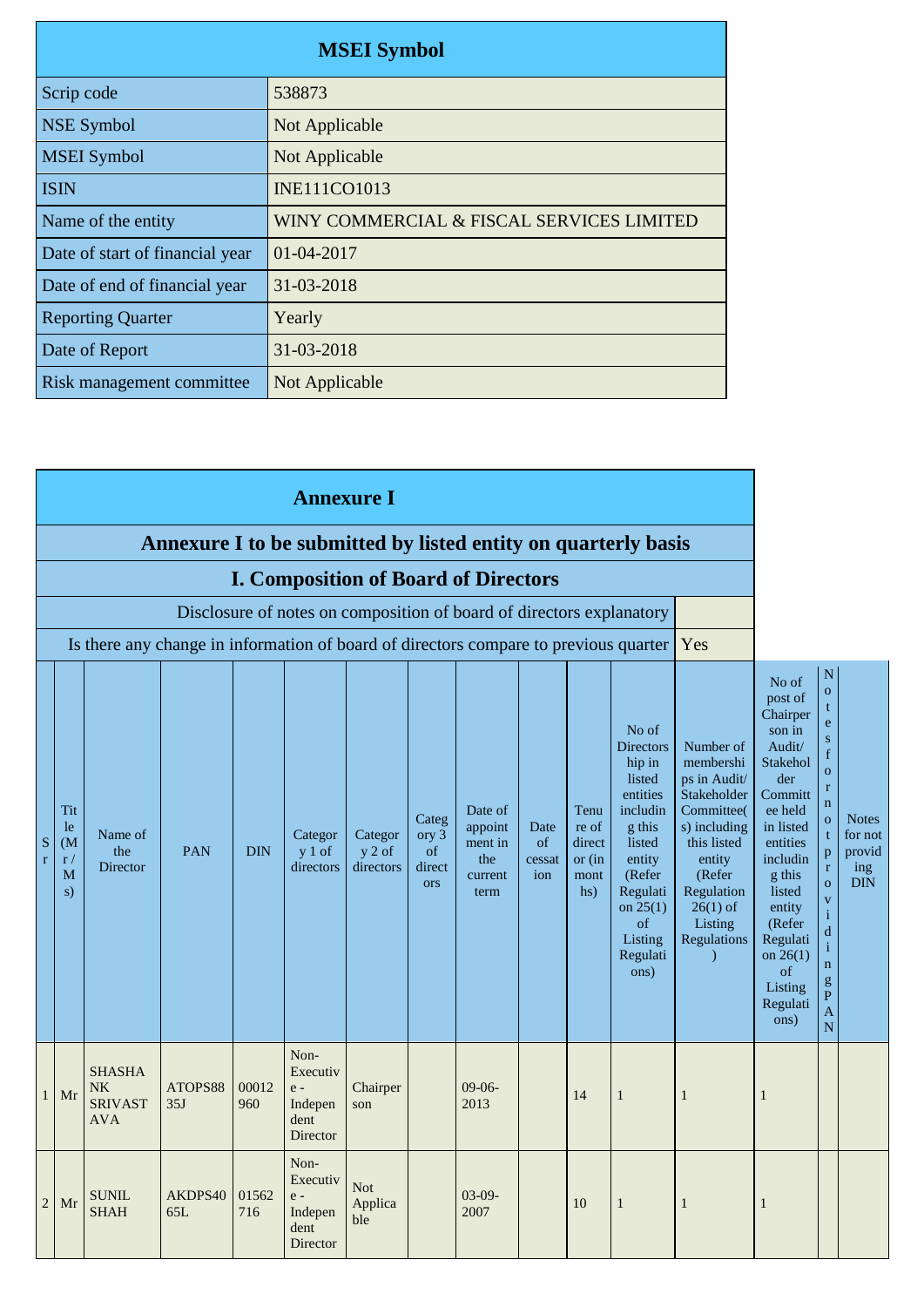| MSEI Symbol | |
|---|---|
| Scrip code | 538873 |
| NSE Symbol | Not Applicable |
| MSEI Symbol | Not Applicable |
| ISIN | INE111CO1013 |
| Name of the entity | WINY COMMERCIAL & FISCAL SERVICES LIMITED |
| Date of start of financial year | 01-04-2017 |
| Date of end of financial year | 31-03-2018 |
| Reporting Quarter | Yearly |
| Date of Report | 31-03-2018 |
| Risk management committee | Not Applicable |

## Annexure I

### Annexure I to be submitted by listed entity on quarterly basis

### I. Composition of Board of Directors

| Disclosure of notes on composition of board of directors explanatory | |
|---|---|
| Is there any change in information of board of directors compare to previous quarter | Yes |

| Sr | Title (Mr / Ms) | Name of the Director | PAN | DIN | Category 1 of directors | Category 2 of directors | Category 3 of directors | Date of appointment in the current term | Date of cessation | Tenure of director (in months) | No of Directorship in listed entities including this listed entity (Refer Regulation 25(1) of Listing Regulations) | Number of memberships in Audit/ Stakeholder Committee(s) including this listed entity (Refer Regulation 26(1) of Listing Regulations) | No of post of Chairperson in Audit/ Stakeholder Committee held in listed entities including this listed entity (Refer Regulation 26(1) of Listing Regulations) | Notes for not providing PAN | Notes for not providing DIN |
|---|---|---|---|---|---|---|---|---|---|---|---|---|---|---|---|
| 1 | Mr | SHASHANK SRIVASTAVA | ATOPS8835J | 00012960 | Non-Executive - Independent Director | Chairperson | | 09-06-2013 | | 14 | 1 | 1 | 1 | | |
| 2 | Mr | SUNIL SHAH | AKDPS4065L | 01562716 | Non-Executive - Independent Director | Not Applicable | | 03-09-2007 | | 10 | 1 | 1 | 1 | | |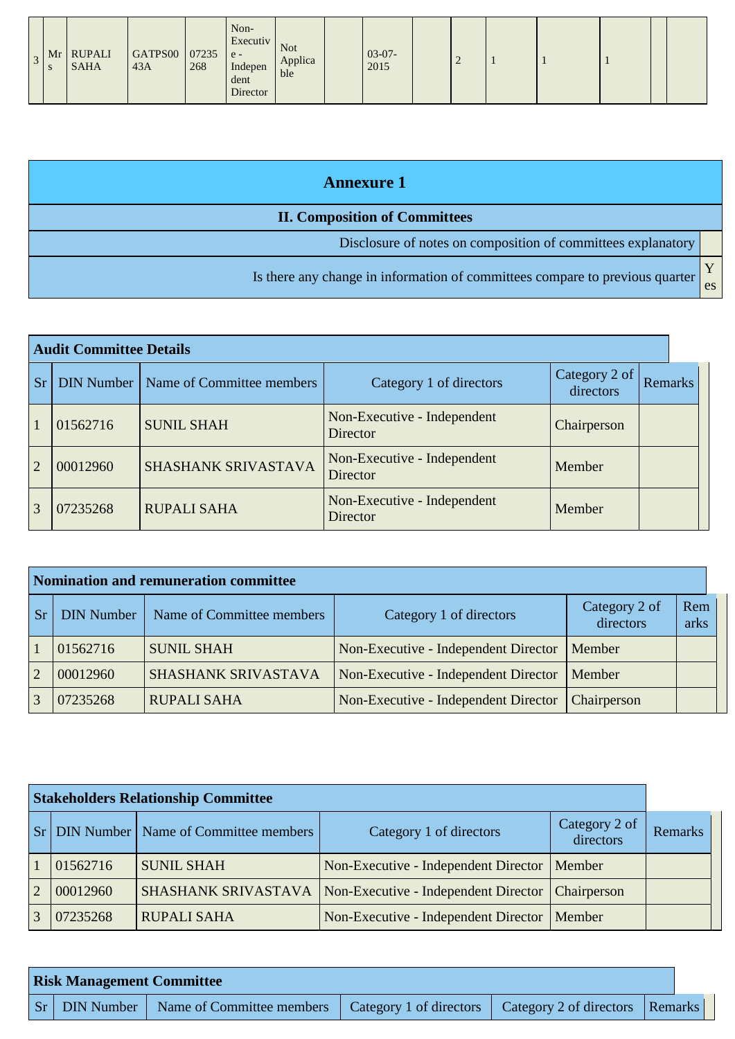| 3 | Mrs | RUPALI SAHA | GATPS0043A | 07235268 | Non-Executive - Independent Director | Not Applicable | | 03-07-2015 | | 2 | 1 | 1 | 1 | | |
|---|---|---|---|---|---|---|---|---|---|---|---|---|---|---|---|

# Annexure 1

## II. Composition of Committees

| | |
|---|---|
| Disclosure of notes on composition of committees explanatory | |
| Is there any change in information of committees compare to previous quarter | Yes |

**Audit Committee Details**

| Sr | DIN Number | Name of Committee members | Category 1 of directors | Category 2 of directors | Remarks |
|---|---|---|---|---|---|
| 1 | 01562716 | SUNIL SHAH | Non-Executive - Independent Director | Chairperson | |
| 2 | 00012960 | SHASHANK SRIVASTAVA | Non-Executive - Independent Director | Member | |
| 3 | 07235268 | RUPALI SAHA | Non-Executive - Independent Director | Member | |

**Nomination and remuneration committee**

| Sr | DIN Number | Name of Committee members | Category 1 of directors | Category 2 of directors | Remarks |
|---|---|---|---|---|---|
| 1 | 01562716 | SUNIL SHAH | Non-Executive - Independent Director | Member | |
| 2 | 00012960 | SHASHANK SRIVASTAVA | Non-Executive - Independent Director | Member | |
| 3 | 07235268 | RUPALI SAHA | Non-Executive - Independent Director | Chairperson | |

**Stakeholders Relationship Committee**

| Sr | DIN Number | Name of Committee members | Category 1 of directors | Category 2 of directors | Remarks |
|---|---|---|---|---|---|
| 1 | 01562716 | SUNIL SHAH | Non-Executive - Independent Director | Member | |
| 2 | 00012960 | SHASHANK SRIVASTAVA | Non-Executive - Independent Director | Chairperson | |
| 3 | 07235268 | RUPALI SAHA | Non-Executive - Independent Director | Member | |

**Risk Management Committee**

| Sr | DIN Number | Name of Committee members | Category 1 of directors | Category 2 of directors | Remarks |
|---|---|---|---|---|---|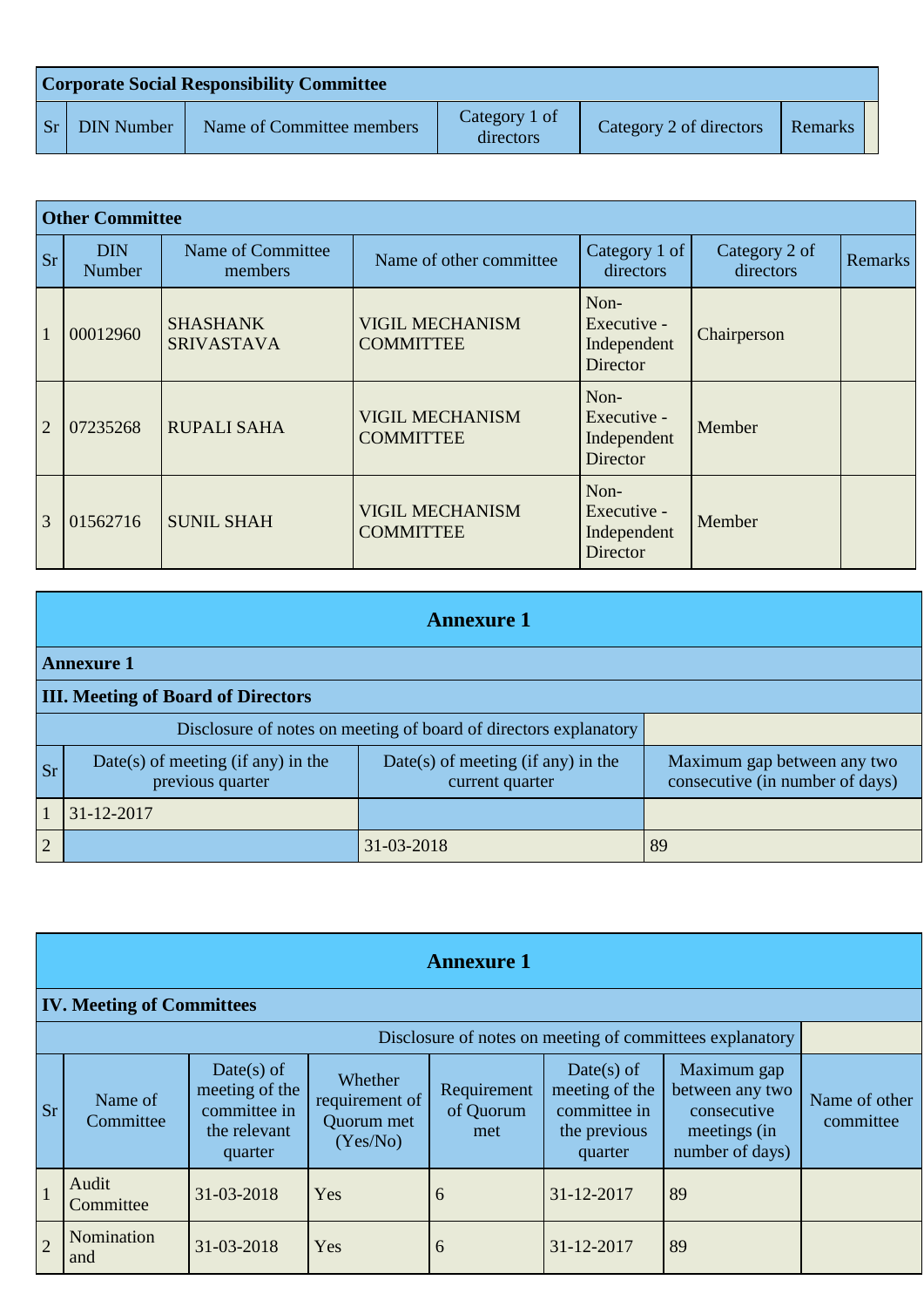| Corporate Social Responsibility Committee | | | | | |
|---|---|---|---|---|---|
| Sr | DIN Number | Name of Committee members | Category 1 of directors | Category 2 of directors | Remarks |

| Other Committee | | | | | | |
|---|---|---|---|---|---|---|
| Sr | DIN Number | Name of Committee members | Name of other committee | Category 1 of directors | Category 2 of directors | Remarks |
| 1 | 00012960 | SHASHANK SRIVASTAVA | VIGIL MECHANISM COMMITTEE | Non-Executive - Independent Director | Chairperson | |
| 2 | 07235268 | RUPALI SAHA | VIGIL MECHANISM COMMITTEE | Non-Executive - Independent Director | Member | |
| 3 | 01562716 | SUNIL SHAH | VIGIL MECHANISM COMMITTEE | Non-Executive - Independent Director | Member | |

## Annexure 1

**Annexure 1**

**III. Meeting of Board of Directors**

| Disclosure of notes on meeting of board of directors explanatory | | | |
|---|---|---|---|
| Sr | Date(s) of meeting (if any) in the previous quarter | Date(s) of meeting (if any) in the current quarter | Maximum gap between any two consecutive (in number of days) |
| 1 | 31-12-2017 | | |
| 2 | | 31-03-2018 | 89 |

## Annexure 1

**IV. Meeting of Committees**

| Disclosure of notes on meeting of committees explanatory | | | | | | | |
|---|---|---|---|---|---|---|---|
| Sr | Name of Committee | Date(s) of meeting of the committee in the relevant quarter | Whether requirement of Quorum met (Yes/No) | Requirement of Quorum met | Date(s) of meeting of the committee in the previous quarter | Maximum gap between any two consecutive meetings (in number of days) | Name of other committee |
| 1 | Audit Committee | 31-03-2018 | Yes | 6 | 31-12-2017 | 89 | |
| 2 | Nomination and | 31-03-2018 | Yes | 6 | 31-12-2017 | 89 | |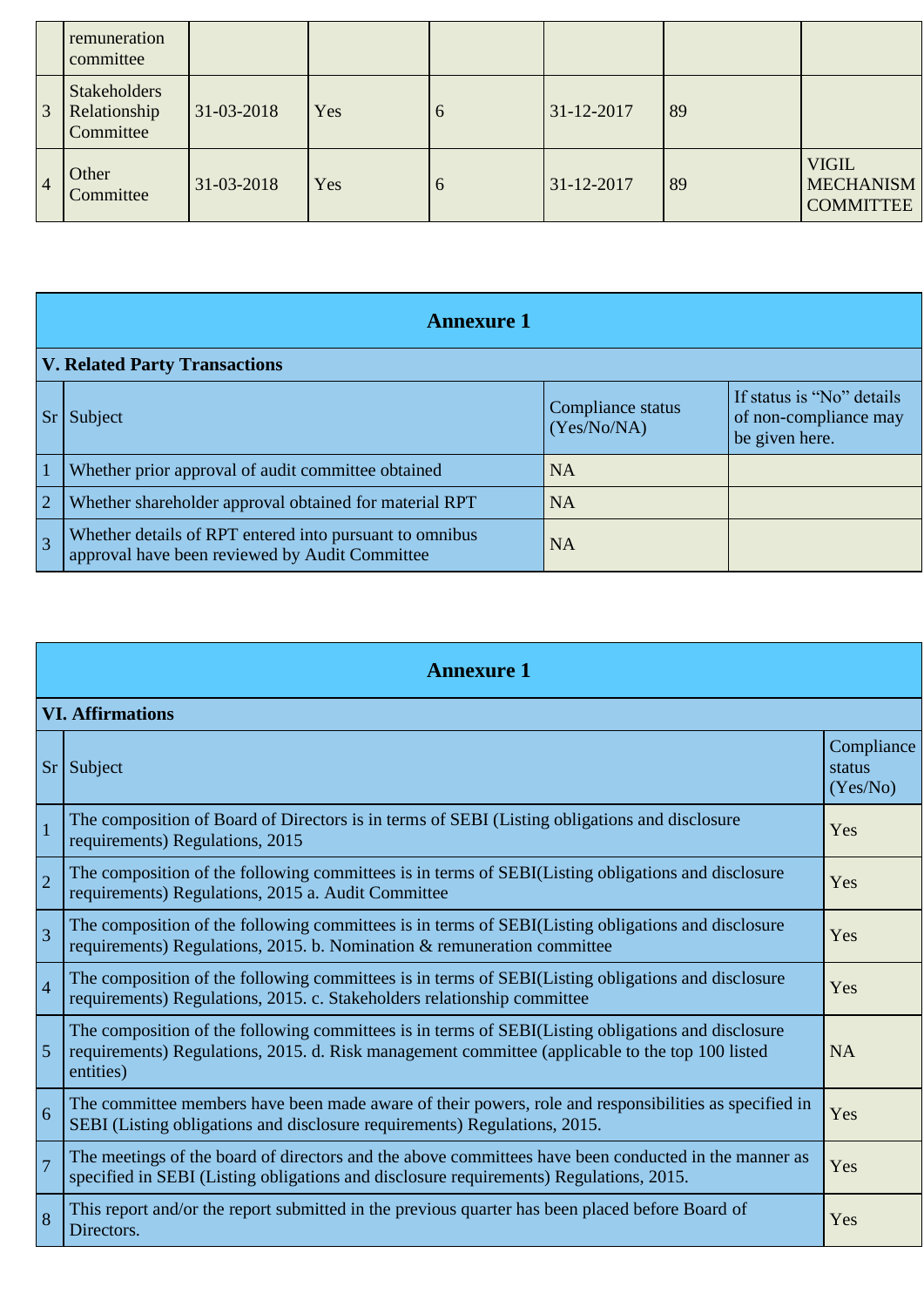| | remuneration committee | | | | | | |
|---|---|---|---|---|---|---|---|
| 3 | Stakeholders Relationship Committee | 31-03-2018 | Yes | 6 | 31-12-2017 | 89 | |
| 4 | Other Committee | 31-03-2018 | Yes | 6 | 31-12-2017 | 89 | VIGIL MECHANISM COMMITTEE |

## Annexure 1

**V. Related Party Transactions**

| Sr | Subject | Compliance status (Yes/No/NA) | If status is "No" details of non-compliance may be given here. |
|---|---|---|---|
| 1 | Whether prior approval of audit committee obtained | NA | |
| 2 | Whether shareholder approval obtained for material RPT | NA | |
| 3 | Whether details of RPT entered into pursuant to omnibus approval have been reviewed by Audit Committee | NA | |

## Annexure 1

**VI. Affirmations**

| Sr | Subject | Compliance status (Yes/No) |
|---|---|---|
| 1 | The composition of Board of Directors is in terms of SEBI (Listing obligations and disclosure requirements) Regulations, 2015 | Yes |
| 2 | The composition of the following committees is in terms of SEBI(Listing obligations and disclosure requirements) Regulations, 2015 a. Audit Committee | Yes |
| 3 | The composition of the following committees is in terms of SEBI(Listing obligations and disclosure requirements) Regulations, 2015. b. Nomination & remuneration committee | Yes |
| 4 | The composition of the following committees is in terms of SEBI(Listing obligations and disclosure requirements) Regulations, 2015. c. Stakeholders relationship committee | Yes |
| 5 | The composition of the following committees is in terms of SEBI(Listing obligations and disclosure requirements) Regulations, 2015. d. Risk management committee (applicable to the top 100 listed entities) | NA |
| 6 | The committee members have been made aware of their powers, role and responsibilities as specified in SEBI (Listing obligations and disclosure requirements) Regulations, 2015. | Yes |
| 7 | The meetings of the board of directors and the above committees have been conducted in the manner as specified in SEBI (Listing obligations and disclosure requirements) Regulations, 2015. | Yes |
| 8 | This report and/or the report submitted in the previous quarter has been placed before Board of Directors. | Yes |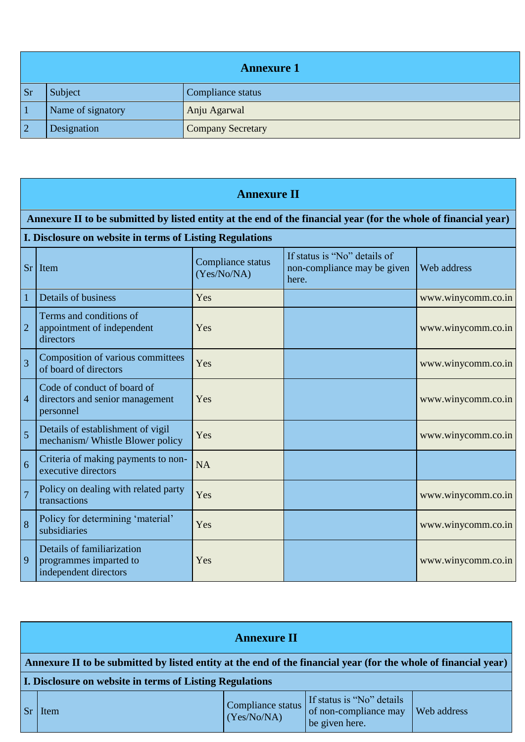## Annexure 1

| Sr | Subject | Compliance status |
|---|---|---|
| 1 | Name of signatory | Anju Agarwal |
| 2 | Designation | Company Secretary |

## Annexure II

**Annexure II to be submitted by listed entity at the end of the financial year (for the whole of financial year)**

**I. Disclosure on website in terms of Listing Regulations**

| Sr | Item | Compliance status (Yes/No/NA) | If status is "No" details of non-compliance may be given here. | Web address |
|---|---|---|---|---|
| 1 | Details of business | Yes | | www.winycomm.co.in |
| 2 | Terms and conditions of appointment of independent directors | Yes | | www.winycomm.co.in |
| 3 | Composition of various committees of board of directors | Yes | | www.winycomm.co.in |
| 4 | Code of conduct of board of directors and senior management personnel | Yes | | www.winycomm.co.in |
| 5 | Details of establishment of vigil mechanism/ Whistle Blower policy | Yes | | www.winycomm.co.in |
| 6 | Criteria of making payments to non-executive directors | NA | | |
| 7 | Policy on dealing with related party transactions | Yes | | www.winycomm.co.in |
| 8 | Policy for determining 'material' subsidiaries | Yes | | www.winycomm.co.in |
| 9 | Details of familiarization programmes imparted to independent directors | Yes | | www.winycomm.co.in |

## Annexure II

**Annexure II to be submitted by listed entity at the end of the financial year (for the whole of financial year)**

**I. Disclosure on website in terms of Listing Regulations**

| Sr | Item | Compliance status (Yes/No/NA) | If status is "No" details of non-compliance may be given here. | Web address |
|---|---|---|---|---|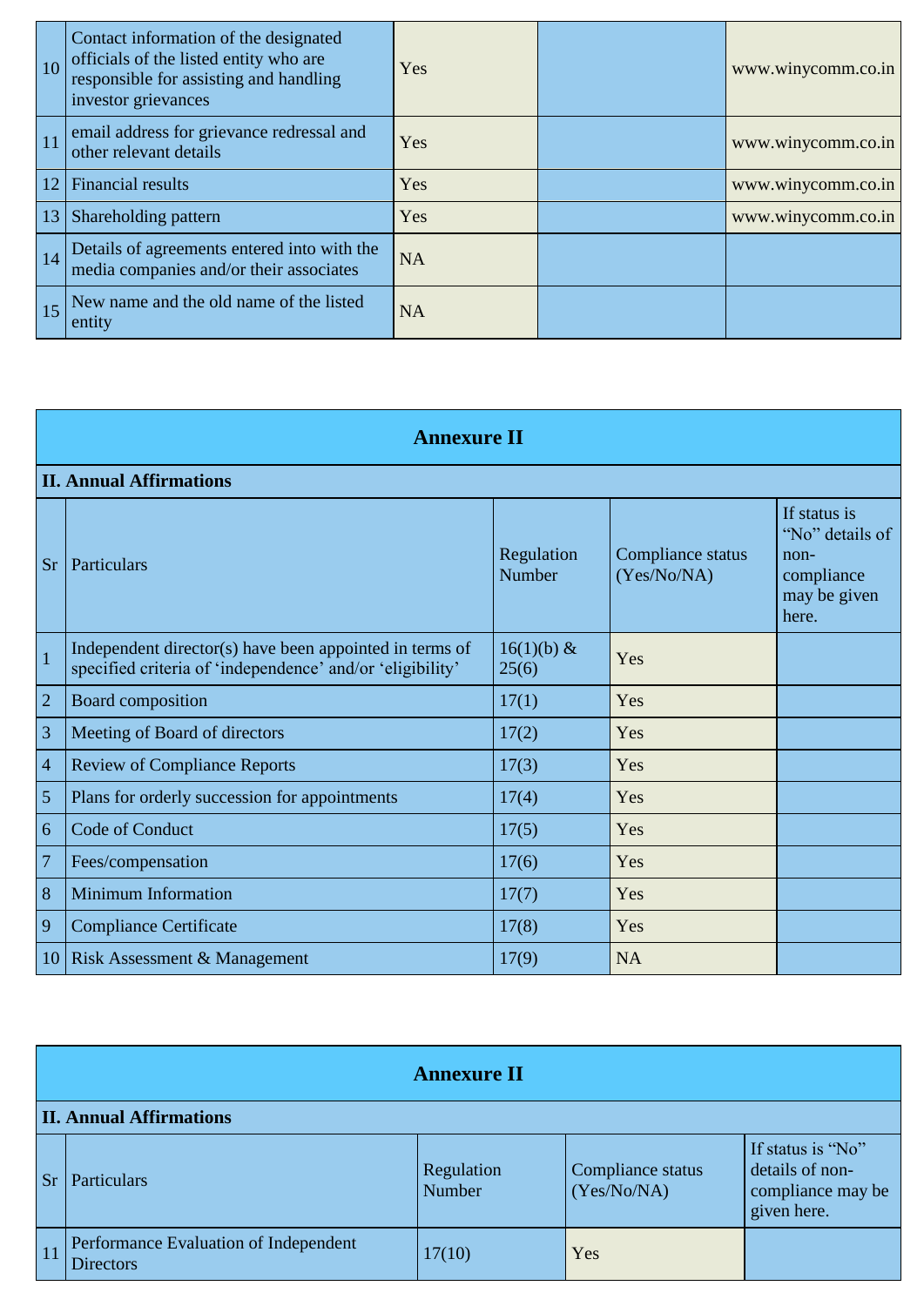| | | | | |
|---|---|---|---|---|
| 10 | Contact information of the designated officials of the listed entity who are responsible for assisting and handling investor grievances | Yes | | www.winycomm.co.in |
| 11 | email address for grievance redressal and other relevant details | Yes | | www.winycomm.co.in |
| 12 | Financial results | Yes | | www.winycomm.co.in |
| 13 | Shareholding pattern | Yes | | www.winycomm.co.in |
| 14 | Details of agreements entered into with the media companies and/or their associates | NA | | |
| 15 | New name and the old name of the listed entity | NA | | |

## Annexure II

**II. Annual Affirmations**

| Sr | Particulars | Regulation Number | Compliance status (Yes/No/NA) | If status is "No" details of non-compliance may be given here. |
|---|---|---|---|---|
| 1 | Independent director(s) have been appointed in terms of specified criteria of 'independence' and/or 'eligibility' | 16(1)(b) & 25(6) | Yes | |
| 2 | Board composition | 17(1) | Yes | |
| 3 | Meeting of Board of directors | 17(2) | Yes | |
| 4 | Review of Compliance Reports | 17(3) | Yes | |
| 5 | Plans for orderly succession for appointments | 17(4) | Yes | |
| 6 | Code of Conduct | 17(5) | Yes | |
| 7 | Fees/compensation | 17(6) | Yes | |
| 8 | Minimum Information | 17(7) | Yes | |
| 9 | Compliance Certificate | 17(8) | Yes | |
| 10 | Risk Assessment & Management | 17(9) | NA | |

## Annexure II

**II. Annual Affirmations**

| Sr | Particulars | Regulation Number | Compliance status (Yes/No/NA) | If status is "No" details of non-compliance may be given here. |
|---|---|---|---|---|
| 11 | Performance Evaluation of Independent Directors | 17(10) | Yes | |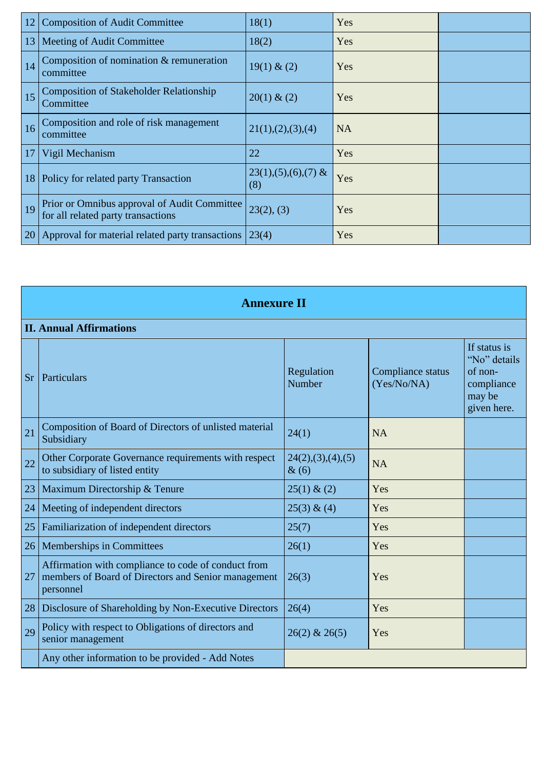| | | | | |
|---|---|---|---|---|
| 12 | Composition of Audit Committee | 18(1) | Yes | |
| 13 | Meeting of Audit Committee | 18(2) | Yes | |
| 14 | Composition of nomination & remuneration committee | 19(1) & (2) | Yes | |
| 15 | Composition of Stakeholder Relationship Committee | 20(1) & (2) | Yes | |
| 16 | Composition and role of risk management committee | 21(1),(2),(3),(4) | NA | |
| 17 | Vigil Mechanism | 22 | Yes | |
| 18 | Policy for related party Transaction | 23(1),(5),(6),(7) & (8) | Yes | |
| 19 | Prior or Omnibus approval of Audit Committee for all related party transactions | 23(2), (3) | Yes | |
| 20 | Approval for material related party transactions | 23(4) | Yes | |

## Annexure II

**II. Annual Affirmations**

| Sr | Particulars | Regulation Number | Compliance status (Yes/No/NA) | If status is "No" details of non-compliance may be given here. |
|---|---|---|---|---|
| 21 | Composition of Board of Directors of unlisted material Subsidiary | 24(1) | NA | |
| 22 | Other Corporate Governance requirements with respect to subsidiary of listed entity | 24(2),(3),(4),(5) & (6) | NA | |
| 23 | Maximum Directorship & Tenure | 25(1) & (2) | Yes | |
| 24 | Meeting of independent directors | 25(3) & (4) | Yes | |
| 25 | Familiarization of independent directors | 25(7) | Yes | |
| 26 | Memberships in Committees | 26(1) | Yes | |
| 27 | Affirmation with compliance to code of conduct from members of Board of Directors and Senior management personnel | 26(3) | Yes | |
| 28 | Disclosure of Shareholding by Non-Executive Directors | 26(4) | Yes | |
| 29 | Policy with respect to Obligations of directors and senior management | 26(2) & 26(5) | Yes | |
| | Any other information to be provided - Add Notes | | | |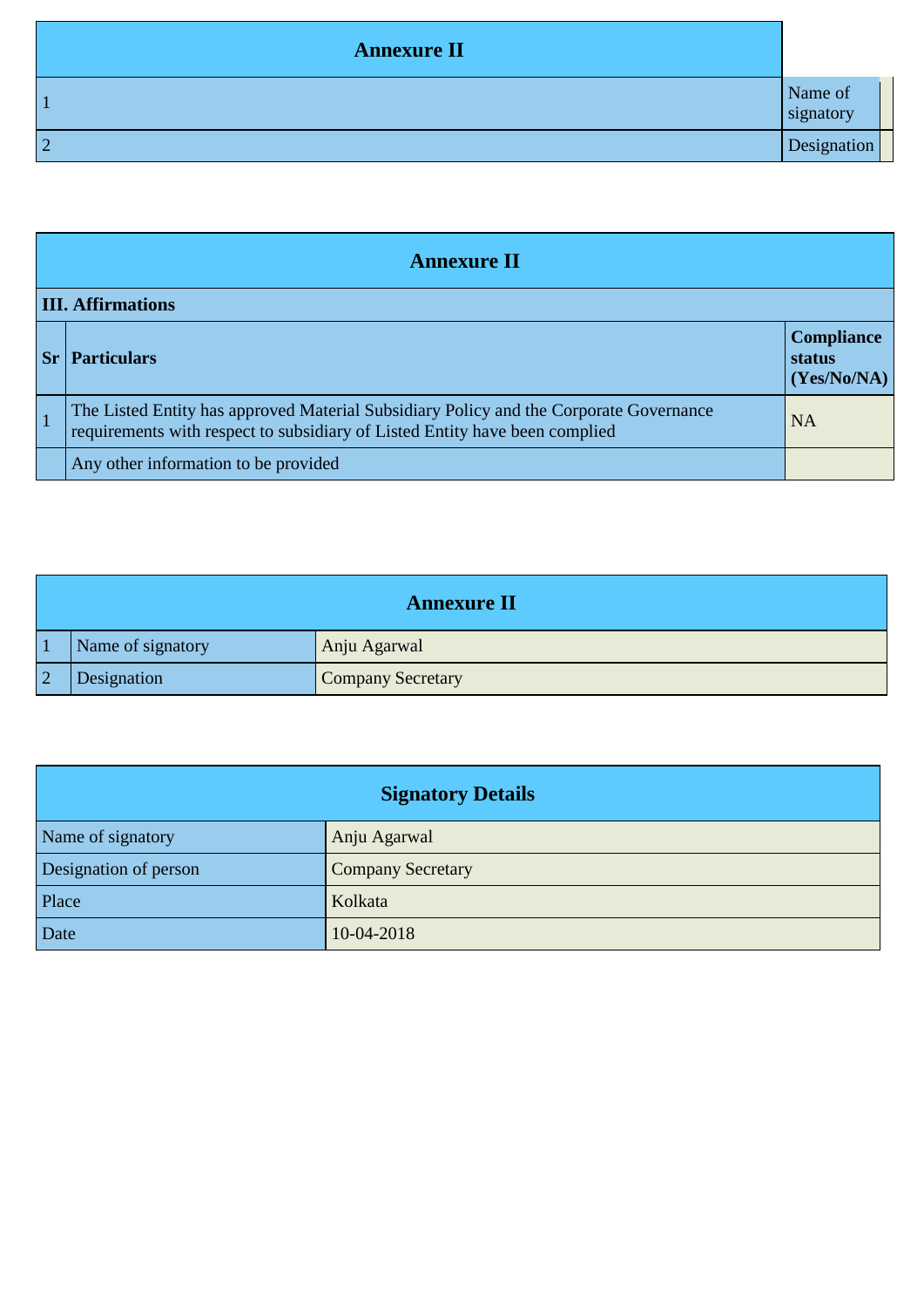| Annexure II | | |
|---|---|---|
| 1 | Name of signatory | |
| 2 | Designation | |

| Annexure II | | |
|---|---|---|
| **III. Affirmations** | | |
| **Sr** | **Particulars** | **Compliance status (Yes/No/NA)** |
| 1 | The Listed Entity has approved Material Subsidiary Policy and the Corporate Governance requirements with respect to subsidiary of Listed Entity have been complied | NA |
| | Any other information to be provided | |

| Annexure II | | |
|---|---|---|
| 1 | Name of signatory | Anju Agarwal |
| 2 | Designation | Company Secretary |

| Signatory Details | |
|---|---|
| Name of signatory | Anju Agarwal |
| Designation of person | Company Secretary |
| Place | Kolkata |
| Date | 10-04-2018 |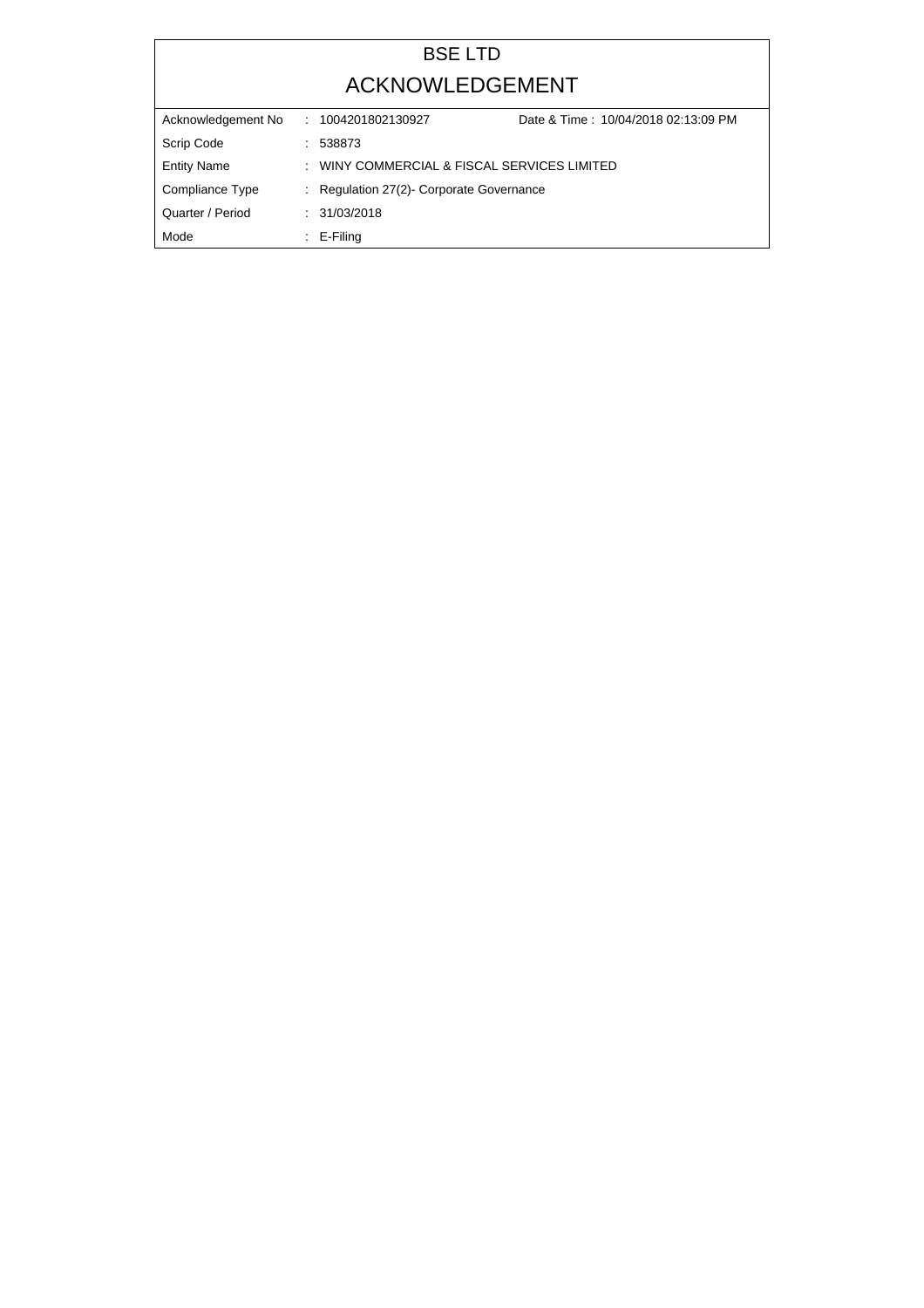# BSE LTD

## ACKNOWLEDGEMENT

| | | |
|---|---|---|
| Acknowledgement No | : 1004201802130927 | Date & Time : 10/04/2018 02:13:09 PM |
| Scrip Code | : 538873 | |
| Entity Name | : WINY COMMERCIAL & FISCAL SERVICES LIMITED | |
| Compliance Type | : Regulation 27(2)- Corporate Governance | |
| Quarter / Period | : 31/03/2018 | |
| Mode | : E-Filing | |